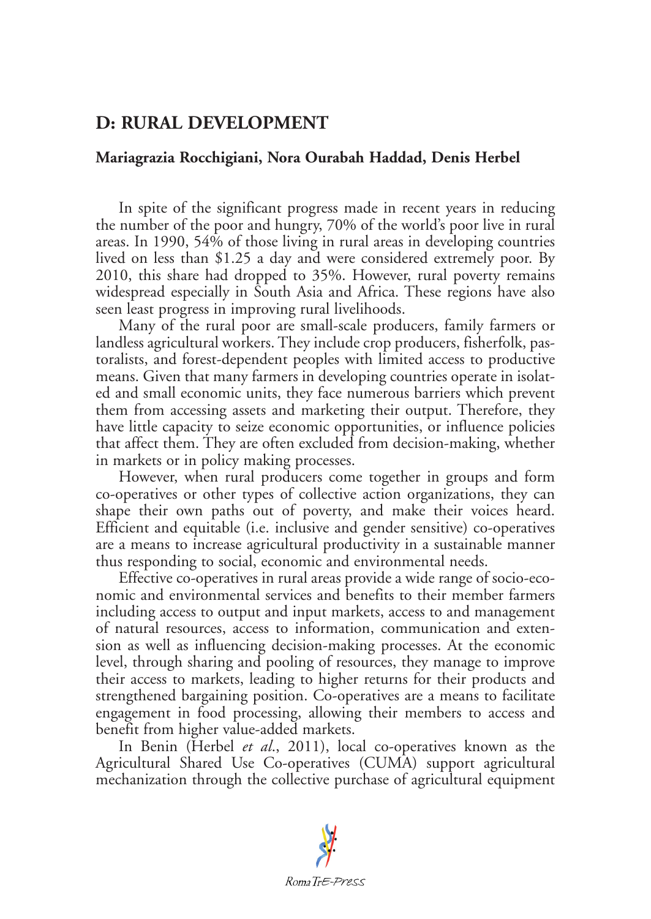# D: RURAL DEVELOPMENT

**Mariagrazia Rocchigiani, Nora Ourabah Haddad, Denis Herbel**

In spite of the significant progress made in recent years in reducing the number of the poor and hungry, 70% of the world's poor live in rural areas. In 1990, 54% of those living in rural areas in developing countries lived on less than $1.25 a day and were considered extremely poor. By 2010, this share had dropped to 35%. However, rural poverty remains widespread especially in South Asia and Africa. These regions have also seen least progress in improving rural livelihoods.

Many of the rural poor are small-scale producers, family farmers or landless agricultural workers. They include crop producers, fisherfolk, pastoralists, and forest-dependent peoples with limited access to productive means. Given that many farmers in developing countries operate in isolated and small economic units, they face numerous barriers which prevent them from accessing assets and marketing their output. Therefore, they have little capacity to seize economic opportunities, or influence policies that affect them. They are often excluded from decision-making, whether in markets or in policy making processes.

However, when rural producers come together in groups and form co-operatives or other types of collective action organizations, they can shape their own paths out of poverty, and make their voices heard. Efficient and equitable (i.e. inclusive and gender sensitive) co-operatives are a means to increase agricultural productivity in a sustainable manner thus responding to social, economic and environmental needs.

Effective co-operatives in rural areas provide a wide range of socio-economic and environmental services and benefits to their member farmers including access to output and input markets, access to and management of natural resources, access to information, communication and extension as well as influencing decision-making processes. At the economic level, through sharing and pooling of resources, they manage to improve their access to markets, leading to higher returns for their products and strengthened bargaining position. Co-operatives are a means to facilitate engagement in food processing, allowing their members to access and benefit from higher value-added markets.

In Benin (Herbel *et al*., 2011), local co-operatives known as the Agricultural Shared Use Co-operatives (CUMA) support agricultural mechanization through the collective purchase of agricultural equipment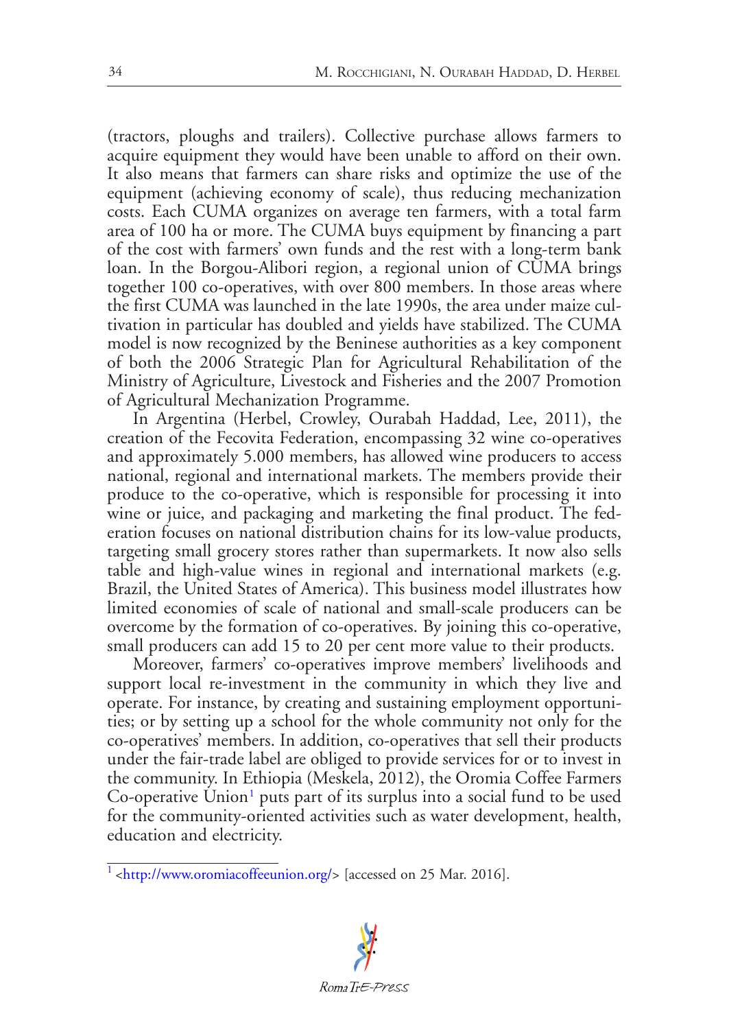(tractors, ploughs and trailers). Collective purchase allows farmers to acquire equipment they would have been unable to afford on their own. It also means that farmers can share risks and optimize the use of the equipment (achieving economy of scale), thus reducing mechanization costs. Each CUMA organizes on average ten farmers, with a total farm area of 100 ha or more. The CUMA buys equipment by financing a part of the cost with farmers' own funds and the rest with a long-term bank loan. In the Borgou-Alibori region, a regional union of CUMA brings together 100 co-operatives, with over 800 members. In those areas where the first CUMA was launched in the late 1990s, the area under maize cultivation in particular has doubled and yields have stabilized. The CUMA model is now recognized by the Beninese authorities as a key component of both the 2006 Strategic Plan for Agricultural Rehabilitation of the Ministry of Agriculture, Livestock and Fisheries and the 2007 Promotion of Agricultural Mechanization Programme.

In Argentina (Herbel, Crowley, Ourabah Haddad, Lee, 2011), the creation of the Fecovita Federation, encompassing 32 wine co-operatives and approximately 5.000 members, has allowed wine producers to access national, regional and international markets. The members provide their produce to the co-operative, which is responsible for processing it into wine or juice, and packaging and marketing the final product. The federation focuses on national distribution chains for its low-value products, targeting small grocery stores rather than supermarkets. It now also sells table and high-value wines in regional and international markets (e.g. Brazil, the United States of America). This business model illustrates how limited economies of scale of national and small-scale producers can be overcome by the formation of co-operatives. By joining this co-operative, small producers can add 15 to 20 per cent more value to their products.

Moreover, farmers' co-operatives improve members' livelihoods and support local re-investment in the community in which they live and operate. For instance, by creating and sustaining employment opportunities; or by setting up a school for the whole community not only for the co-operatives' members. In addition, co-operatives that sell their products under the fair-trade label are obliged to provide services for or to invest in the community. In Ethiopia (Meskela, 2012), the Oromia Coffee Farmers Co-operative Union[1] puts part of its surplus into a social fund to be used for the community-oriented activities such as water development, health, education and electricity.

[1] <http://www.oromiacoffeeunion.org/> [accessed on 25 Mar. 2016].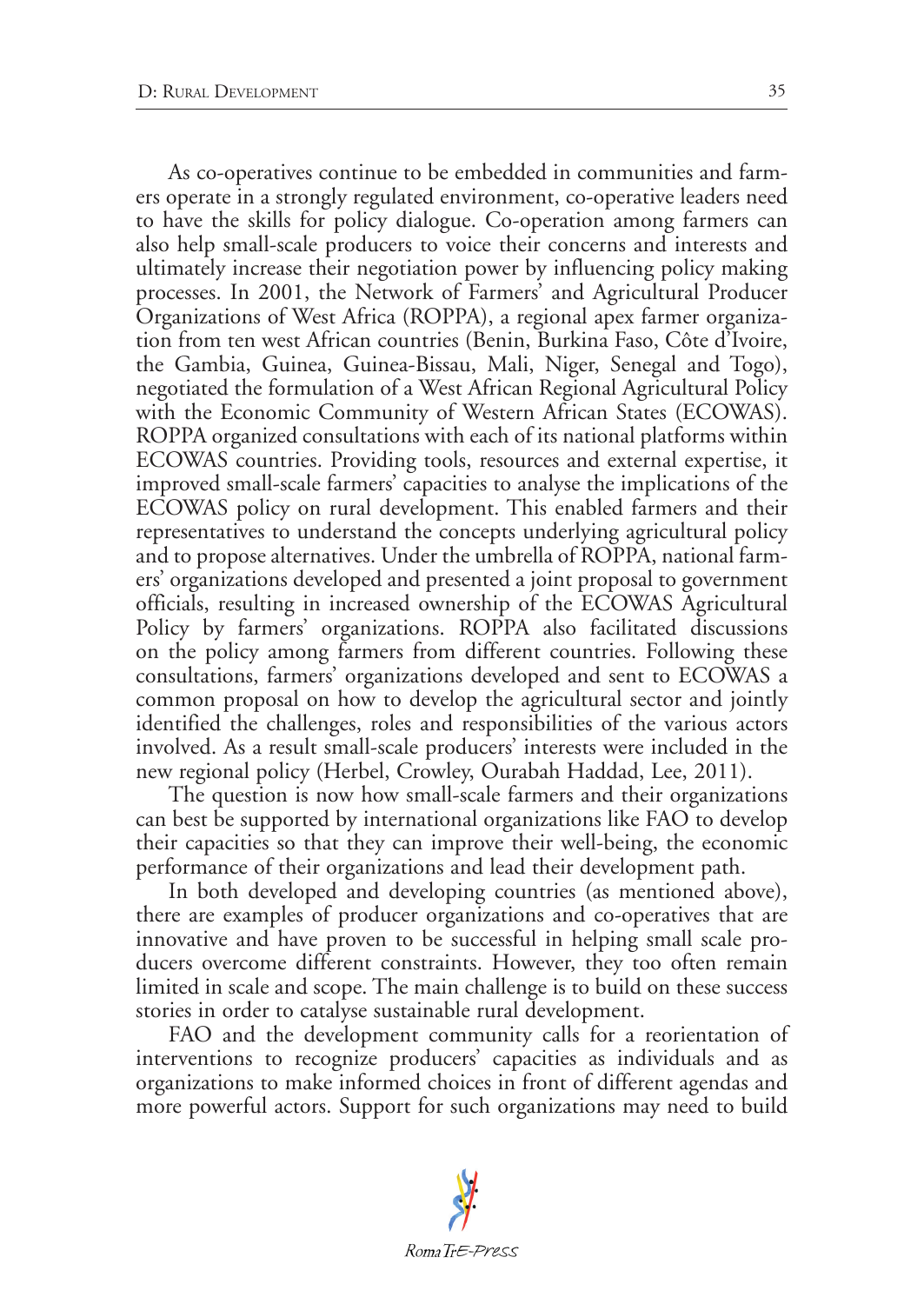As co-operatives continue to be embedded in communities and farmers operate in a strongly regulated environment, co-operative leaders need to have the skills for policy dialogue. Co-operation among farmers can also help small-scale producers to voice their concerns and interests and ultimately increase their negotiation power by influencing policy making processes. In 2001, the Network of Farmers' and Agricultural Producer Organizations of West Africa (ROPPA), a regional apex farmer organization from ten west African countries (Benin, Burkina Faso, Côte d'Ivoire, the Gambia, Guinea, Guinea-Bissau, Mali, Niger, Senegal and Togo), negotiated the formulation of a West African Regional Agricultural Policy with the Economic Community of Western African States (ECOWAS). ROPPA organized consultations with each of its national platforms within ECOWAS countries. Providing tools, resources and external expertise, it improved small-scale farmers' capacities to analyse the implications of the ECOWAS policy on rural development. This enabled farmers and their representatives to understand the concepts underlying agricultural policy and to propose alternatives. Under the umbrella of ROPPA, national farmers' organizations developed and presented a joint proposal to government officials, resulting in increased ownership of the ECOWAS Agricultural Policy by farmers' organizations. ROPPA also facilitated discussions on the policy among farmers from different countries. Following these consultations, farmers' organizations developed and sent to ECOWAS a common proposal on how to develop the agricultural sector and jointly identified the challenges, roles and responsibilities of the various actors involved. As a result small-scale producers' interests were included in the new regional policy (Herbel, Crowley, Ourabah Haddad, Lee, 2011).

The question is now how small-scale farmers and their organizations can best be supported by international organizations like FAO to develop their capacities so that they can improve their well-being, the economic performance of their organizations and lead their development path.

In both developed and developing countries (as mentioned above), there are examples of producer organizations and co-operatives that are innovative and have proven to be successful in helping small scale producers overcome different constraints. However, they too often remain limited in scale and scope. The main challenge is to build on these success stories in order to catalyse sustainable rural development.

FAO and the development community calls for a reorientation of interventions to recognize producers' capacities as individuals and as organizations to make informed choices in front of different agendas and more powerful actors. Support for such organizations may need to build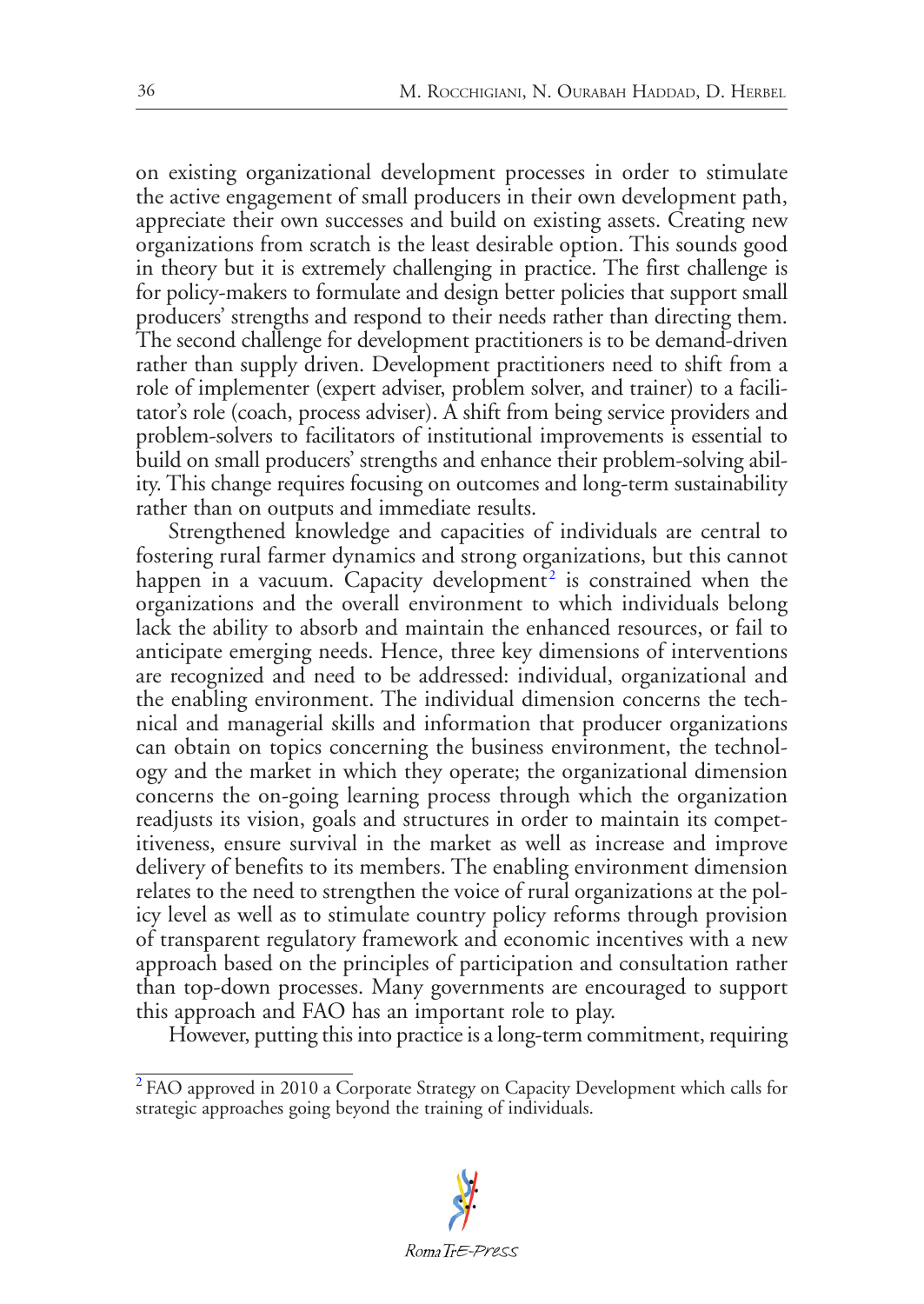on existing organizational development processes in order to stimulate the active engagement of small producers in their own development path, appreciate their own successes and build on existing assets. Creating new organizations from scratch is the least desirable option. This sounds good in theory but it is extremely challenging in practice. The first challenge is for policy-makers to formulate and design better policies that support small producers' strengths and respond to their needs rather than directing them. The second challenge for development practitioners is to be demand-driven rather than supply driven. Development practitioners need to shift from a role of implementer (expert adviser, problem solver, and trainer) to a facilitator's role (coach, process adviser). A shift from being service providers and problem-solvers to facilitators of institutional improvements is essential to build on small producers' strengths and enhance their problem-solving ability. This change requires focusing on outcomes and long-term sustainability rather than on outputs and immediate results.

Strengthened knowledge and capacities of individuals are central to fostering rural farmer dynamics and strong organizations, but this cannot happen in a vacuum. Capacity development[2] is constrained when the organizations and the overall environment to which individuals belong lack the ability to absorb and maintain the enhanced resources, or fail to anticipate emerging needs. Hence, three key dimensions of interventions are recognized and need to be addressed: individual, organizational and the enabling environment. The individual dimension concerns the technical and managerial skills and information that producer organizations can obtain on topics concerning the business environment, the technology and the market in which they operate; the organizational dimension concerns the on-going learning process through which the organization readjusts its vision, goals and structures in order to maintain its competitiveness, ensure survival in the market as well as increase and improve delivery of benefits to its members. The enabling environment dimension relates to the need to strengthen the voice of rural organizations at the policy level as well as to stimulate country policy reforms through provision of transparent regulatory framework and economic incentives with a new approach based on the principles of participation and consultation rather than top-down processes. Many governments are encouraged to support this approach and FAO has an important role to play.

However, putting this into practice is a long-term commitment, requiring

[2] FAO approved in 2010 a Corporate Strategy on Capacity Development which calls for strategic approaches going beyond the training of individuals.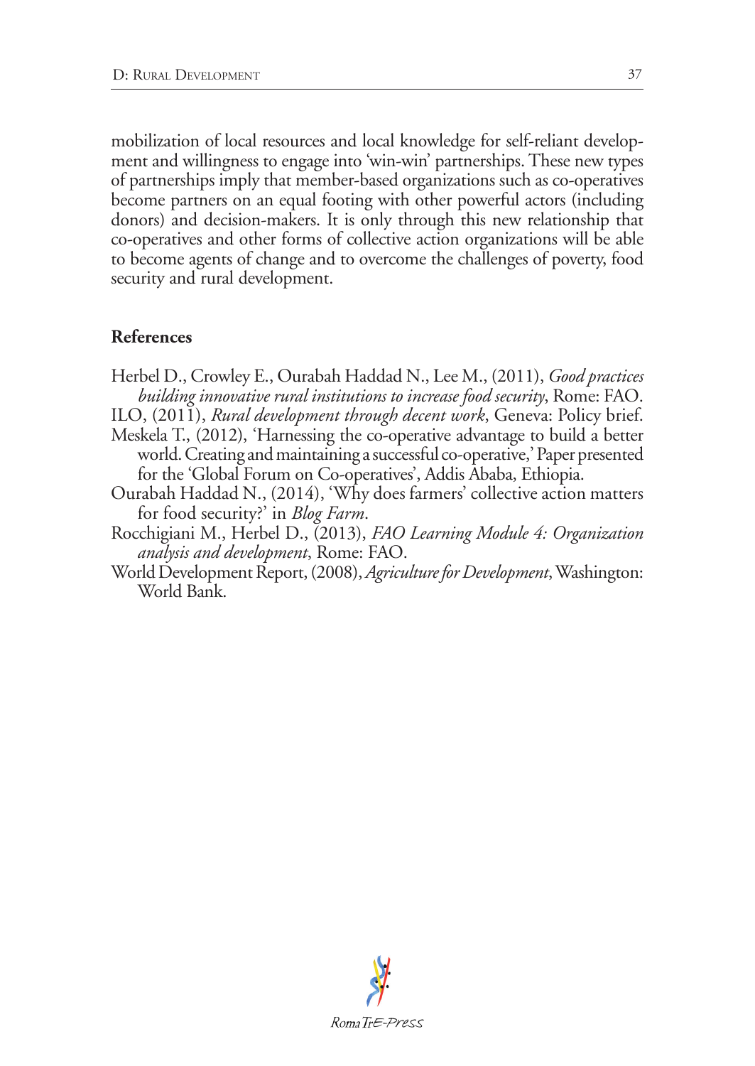mobilization of local resources and local knowledge for self-reliant development and willingness to engage into 'win-win' partnerships. These new types of partnerships imply that member-based organizations such as co-operatives become partners on an equal footing with other powerful actors (including donors) and decision-makers. It is only through this new relationship that co-operatives and other forms of collective action organizations will be able to become agents of change and to overcome the challenges of poverty, food security and rural development.

## References

Herbel D., Crowley E., Ourabah Haddad N., Lee M., (2011), *Good practices building innovative rural institutions to increase food security*, Rome: FAO.

ILO, (2011), *Rural development through decent work*, Geneva: Policy brief.

Meskela T., (2012), 'Harnessing the co-operative advantage to build a better world. Creating and maintaining a successful co-operative,' Paper presented for the 'Global Forum on Co-operatives', Addis Ababa, Ethiopia.

Ourabah Haddad N., (2014), 'Why does farmers' collective action matters for food security?' in *Blog Farm*.

Rocchigiani M., Herbel D., (2013), *FAO Learning Module 4: Organization analysis and development*, Rome: FAO.

World Development Report, (2008), *Agriculture for Development*, Washington: World Bank.